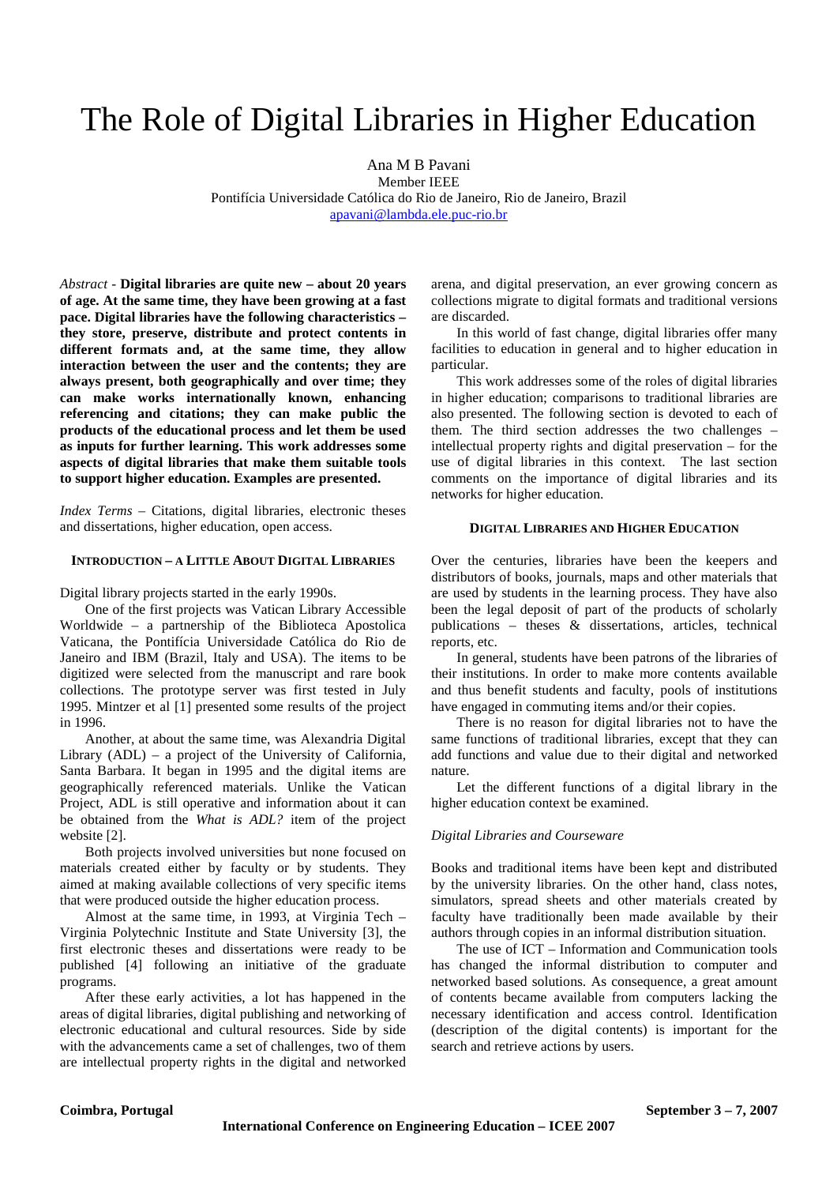# The Role of Digital Libraries in Higher Education

Ana M B Pavani
Member IEEE
Pontifícia Universidade Católica do Rio de Janeiro, Rio de Janeiro, Brazil
apavani@lambda.ele.puc-rio.br

*Abstract* - **Digital libraries are quite new – about 20 years of age. At the same time, they have been growing at a fast pace. Digital libraries have the following characteristics – they store, preserve, distribute and protect contents in different formats and, at the same time, they allow interaction between the user and the contents; they are always present, both geographically and over time; they can make works internationally known, enhancing referencing and citations; they can make public the products of the educational process and let them be used as inputs for further learning. This work addresses some aspects of digital libraries that make them suitable tools to support higher education. Examples are presented.**

*Index Terms* – Citations, digital libraries, electronic theses and dissertations, higher education, open access.

## Introduction – A Little About Digital Libraries

Digital library projects started in the early 1990s.

One of the first projects was Vatican Library Accessible Worldwide – a partnership of the Biblioteca Apostolica Vaticana, the Pontifícia Universidade Católica do Rio de Janeiro and IBM (Brazil, Italy and USA). The items to be digitized were selected from the manuscript and rare book collections. The prototype server was first tested in July 1995. Mintzer et al [1] presented some results of the project in 1996.

Another, at about the same time, was Alexandria Digital Library (ADL) – a project of the University of California, Santa Barbara. It began in 1995 and the digital items are geographically referenced materials. Unlike the Vatican Project, ADL is still operative and information about it can be obtained from the *What is ADL?* item of the project website [2].

Both projects involved universities but none focused on materials created either by faculty or by students. They aimed at making available collections of very specific items that were produced outside the higher education process.

Almost at the same time, in 1993, at Virginia Tech – Virginia Polytechnic Institute and State University [3], the first electronic theses and dissertations were ready to be published [4] following an initiative of the graduate programs.

After these early activities, a lot has happened in the areas of digital libraries, digital publishing and networking of electronic educational and cultural resources. Side by side with the advancements came a set of challenges, two of them are intellectual property rights in the digital and networked arena, and digital preservation, an ever growing concern as collections migrate to digital formats and traditional versions are discarded.

In this world of fast change, digital libraries offer many facilities to education in general and to higher education in particular.

This work addresses some of the roles of digital libraries in higher education; comparisons to traditional libraries are also presented. The following section is devoted to each of them. The third section addresses the two challenges – intellectual property rights and digital preservation – for the use of digital libraries in this context. The last section comments on the importance of digital libraries and its networks for higher education.

## Digital Libraries and Higher Education

Over the centuries, libraries have been the keepers and distributors of books, journals, maps and other materials that are used by students in the learning process. They have also been the legal deposit of part of the products of scholarly publications – theses & dissertations, articles, technical reports, etc.

In general, students have been patrons of the libraries of their institutions. In order to make more contents available and thus benefit students and faculty, pools of institutions have engaged in commuting items and/or their copies.

There is no reason for digital libraries not to have the same functions of traditional libraries, except that they can add functions and value due to their digital and networked nature.

Let the different functions of a digital library in the higher education context be examined.

### *Digital Libraries and Courseware*

Books and traditional items have been kept and distributed by the university libraries. On the other hand, class notes, simulators, spread sheets and other materials created by faculty have traditionally been made available by their authors through copies in an informal distribution situation.

The use of ICT – Information and Communication tools has changed the informal distribution to computer and networked based solutions. As consequence, a great amount of contents became available from computers lacking the necessary identification and access control. Identification (description of the digital contents) is important for the search and retrieve actions by users.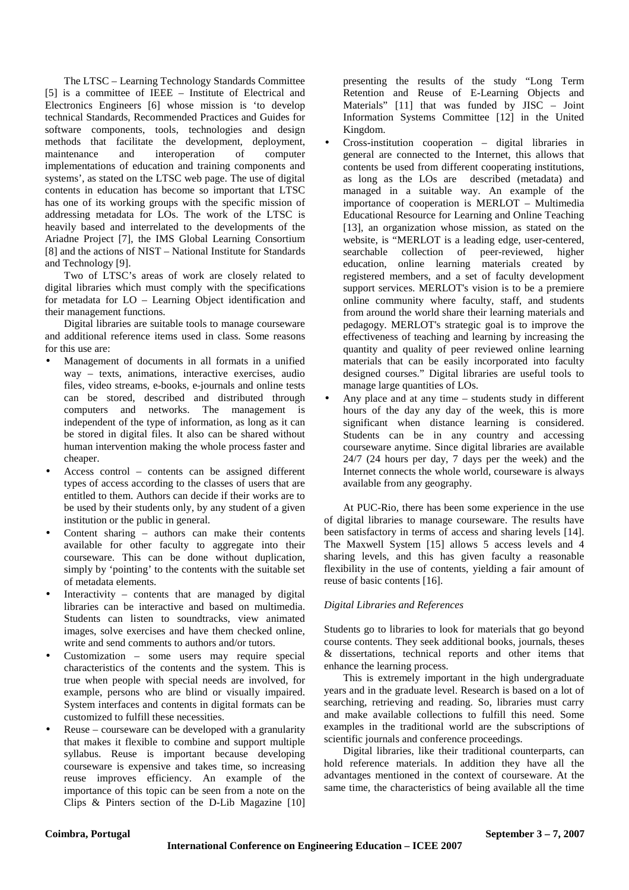The LTSC – Learning Technology Standards Committee [5] is a committee of IEEE – Institute of Electrical and Electronics Engineers [6] whose mission is 'to develop technical Standards, Recommended Practices and Guides for software components, tools, technologies and design methods that facilitate the development, deployment, maintenance and interoperation of computer implementations of education and training components and systems', as stated on the LTSC web page. The use of digital contents in education has become so important that LTSC has one of its working groups with the specific mission of addressing metadata for LOs. The work of the LTSC is heavily based and interrelated to the developments of the Ariadne Project [7], the IMS Global Learning Consortium [8] and the actions of NIST – National Institute for Standards and Technology [9].

Two of LTSC's areas of work are closely related to digital libraries which must comply with the specifications for metadata for LO – Learning Object identification and their management functions.

Digital libraries are suitable tools to manage courseware and additional reference items used in class. Some reasons for this use are:

- Management of documents in all formats in a unified way – texts, animations, interactive exercises, audio files, video streams, e-books, e-journals and online tests can be stored, described and distributed through computers and networks. The management is independent of the type of information, as long as it can be stored in digital files. It also can be shared without human intervention making the whole process faster and cheaper.
- Access control – contents can be assigned different types of access according to the classes of users that are entitled to them. Authors can decide if their works are to be used by their students only, by any student of a given institution or the public in general.
- Content sharing – authors can make their contents available for other faculty to aggregate into their courseware. This can be done without duplication, simply by 'pointing' to the contents with the suitable set of metadata elements.
- Interactivity – contents that are managed by digital libraries can be interactive and based on multimedia. Students can listen to soundtracks, view animated images, solve exercises and have them checked online, write and send comments to authors and/or tutors.
- Customization – some users may require special characteristics of the contents and the system. This is true when people with special needs are involved, for example, persons who are blind or visually impaired. System interfaces and contents in digital formats can be customized to fulfill these necessities.
- Reuse – courseware can be developed with a granularity that makes it flexible to combine and support multiple syllabus. Reuse is important because developing courseware is expensive and takes time, so increasing reuse improves efficiency. An example of the importance of this topic can be seen from a note on the Clips & Pinters section of the D-Lib Magazine [10] presenting the results of the study "Long Term Retention and Reuse of E-Learning Objects and Materials" [11] that was funded by JISC – Joint Information Systems Committee [12] in the United Kingdom.
- Cross-institution cooperation – digital libraries in general are connected to the Internet, this allows that contents be used from different cooperating institutions, as long as the LOs are described (metadata) and managed in a suitable way. An example of the importance of cooperation is MERLOT – Multimedia Educational Resource for Learning and Online Teaching [13], an organization whose mission, as stated on the website, is "MERLOT is a leading edge, user-centered, searchable collection of peer-reviewed, higher education, online learning materials created by registered members, and a set of faculty development support services. MERLOT's vision is to be a premiere online community where faculty, staff, and students from around the world share their learning materials and pedagogy. MERLOT's strategic goal is to improve the effectiveness of teaching and learning by increasing the quantity and quality of peer reviewed online learning materials that can be easily incorporated into faculty designed courses." Digital libraries are useful tools to manage large quantities of LOs.
- Any place and at any time – students study in different hours of the day any day of the week, this is more significant when distance learning is considered. Students can be in any country and accessing courseware anytime. Since digital libraries are available 24/7 (24 hours per day, 7 days per the week) and the Internet connects the whole world, courseware is always available from any geography.

At PUC-Rio, there has been some experience in the use of digital libraries to manage courseware. The results have been satisfactory in terms of access and sharing levels [14]. The Maxwell System [15] allows 5 access levels and 4 sharing levels, and this has given faculty a reasonable flexibility in the use of contents, yielding a fair amount of reuse of basic contents [16].

*Digital Libraries and References*

Students go to libraries to look for materials that go beyond course contents. They seek additional books, journals, theses & dissertations, technical reports and other items that enhance the learning process.

This is extremely important in the high undergraduate years and in the graduate level. Research is based on a lot of searching, retrieving and reading. So, libraries must carry and make available collections to fulfill this need. Some examples in the traditional world are the subscriptions of scientific journals and conference proceedings.

Digital libraries, like their traditional counterparts, can hold reference materials. In addition they have all the advantages mentioned in the context of courseware. At the same time, the characteristics of being available all the time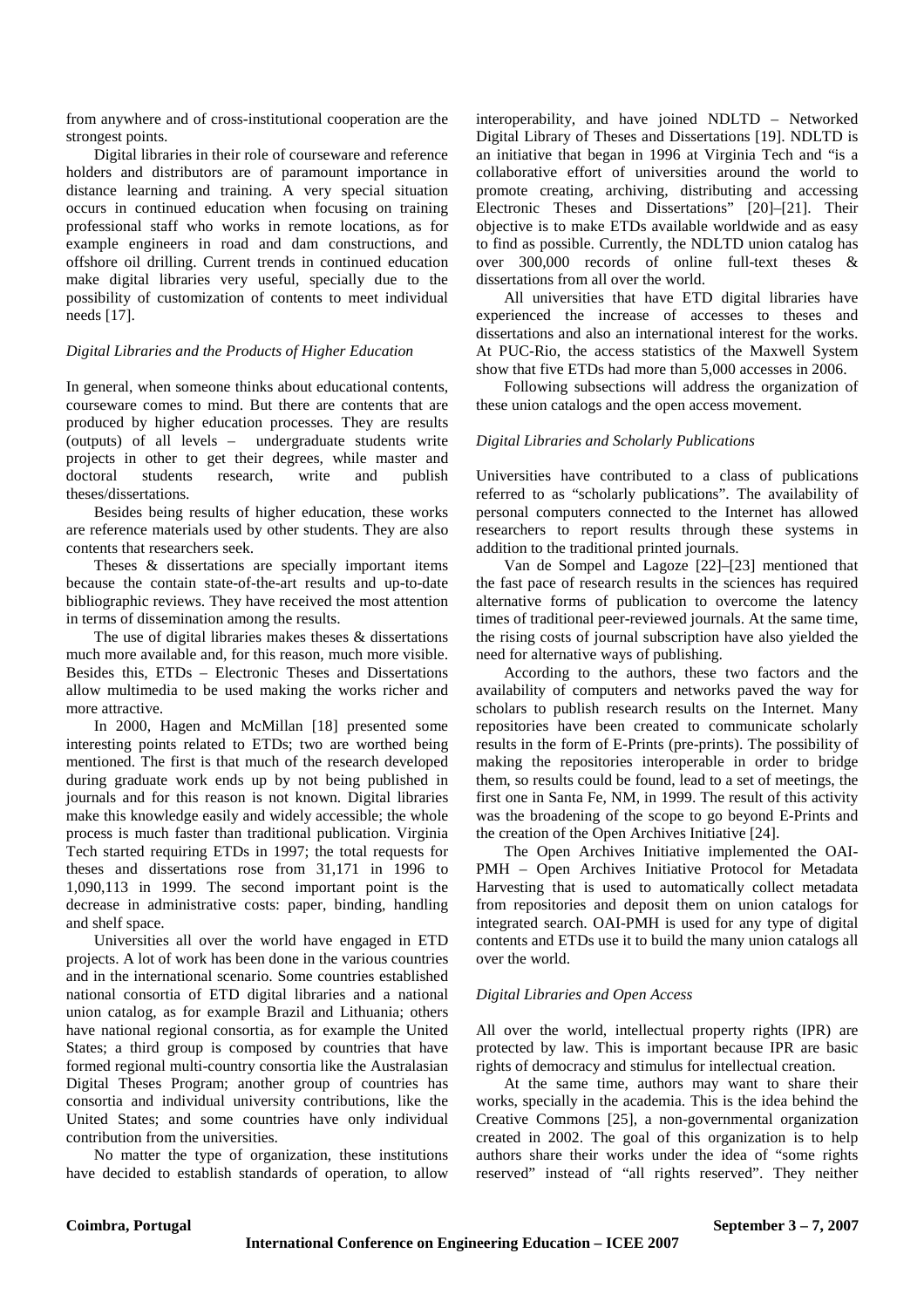from anywhere and of cross-institutional cooperation are the strongest points.

Digital libraries in their role of courseware and reference holders and distributors are of paramount importance in distance learning and training. A very special situation occurs in continued education when focusing on training professional staff who works in remote locations, as for example engineers in road and dam constructions, and offshore oil drilling. Current trends in continued education make digital libraries very useful, specially due to the possibility of customization of contents to meet individual needs [17].

### *Digital Libraries and the Products of Higher Education*

In general, when someone thinks about educational contents, courseware comes to mind. But there are contents that are produced by higher education processes. They are results (outputs) of all levels – undergraduate students write projects in other to get their degrees, while master and doctoral students research, write and publish theses/dissertations.

Besides being results of higher education, these works are reference materials used by other students. They are also contents that researchers seek.

Theses & dissertations are specially important items because the contain state-of-the-art results and up-to-date bibliographic reviews. They have received the most attention in terms of dissemination among the results.

The use of digital libraries makes theses & dissertations much more available and, for this reason, much more visible. Besides this, ETDs – Electronic Theses and Dissertations allow multimedia to be used making the works richer and more attractive.

In 2000, Hagen and McMillan [18] presented some interesting points related to ETDs; two are worthed being mentioned. The first is that much of the research developed during graduate work ends up by not being published in journals and for this reason is not known. Digital libraries make this knowledge easily and widely accessible; the whole process is much faster than traditional publication. Virginia Tech started requiring ETDs in 1997; the total requests for theses and dissertations rose from 31,171 in 1996 to 1,090,113 in 1999. The second important point is the decrease in administrative costs: paper, binding, handling and shelf space.

Universities all over the world have engaged in ETD projects. A lot of work has been done in the various countries and in the international scenario. Some countries established national consortia of ETD digital libraries and a national union catalog, as for example Brazil and Lithuania; others have national regional consortia, as for example the United States; a third group is composed by countries that have formed regional multi-country consortia like the Australasian Digital Theses Program; another group of countries has consortia and individual university contributions, like the United States; and some countries have only individual contribution from the universities.

No matter the type of organization, these institutions have decided to establish standards of operation, to allow interoperability, and have joined NDLTD – Networked Digital Library of Theses and Dissertations [19]. NDLTD is an initiative that began in 1996 at Virginia Tech and "is a collaborative effort of universities around the world to promote creating, archiving, distributing and accessing Electronic Theses and Dissertations" [20]–[21]. Their objective is to make ETDs available worldwide and as easy to find as possible. Currently, the NDLTD union catalog has over 300,000 records of online full-text theses & dissertations from all over the world.

All universities that have ETD digital libraries have experienced the increase of accesses to theses and dissertations and also an international interest for the works. At PUC-Rio, the access statistics of the Maxwell System show that five ETDs had more than 5,000 accesses in 2006.

Following subsections will address the organization of these union catalogs and the open access movement.

### *Digital Libraries and Scholarly Publications*

Universities have contributed to a class of publications referred to as "scholarly publications". The availability of personal computers connected to the Internet has allowed researchers to report results through these systems in addition to the traditional printed journals.

Van de Sompel and Lagoze [22]–[23] mentioned that the fast pace of research results in the sciences has required alternative forms of publication to overcome the latency times of traditional peer-reviewed journals. At the same time, the rising costs of journal subscription have also yielded the need for alternative ways of publishing.

According to the authors, these two factors and the availability of computers and networks paved the way for scholars to publish research results on the Internet. Many repositories have been created to communicate scholarly results in the form of E-Prints (pre-prints). The possibility of making the repositories interoperable in order to bridge them, so results could be found, lead to a set of meetings, the first one in Santa Fe, NM, in 1999. The result of this activity was the broadening of the scope to go beyond E-Prints and the creation of the Open Archives Initiative [24].

The Open Archives Initiative implemented the OAI-PMH – Open Archives Initiative Protocol for Metadata Harvesting that is used to automatically collect metadata from repositories and deposit them on union catalogs for integrated search. OAI-PMH is used for any type of digital contents and ETDs use it to build the many union catalogs all over the world.

### *Digital Libraries and Open Access*

All over the world, intellectual property rights (IPR) are protected by law. This is important because IPR are basic rights of democracy and stimulus for intellectual creation.

At the same time, authors may want to share their works, specially in the academia. This is the idea behind the Creative Commons [25], a non-governmental organization created in 2002. The goal of this organization is to help authors share their works under the idea of "some rights reserved" instead of "all rights reserved". They neither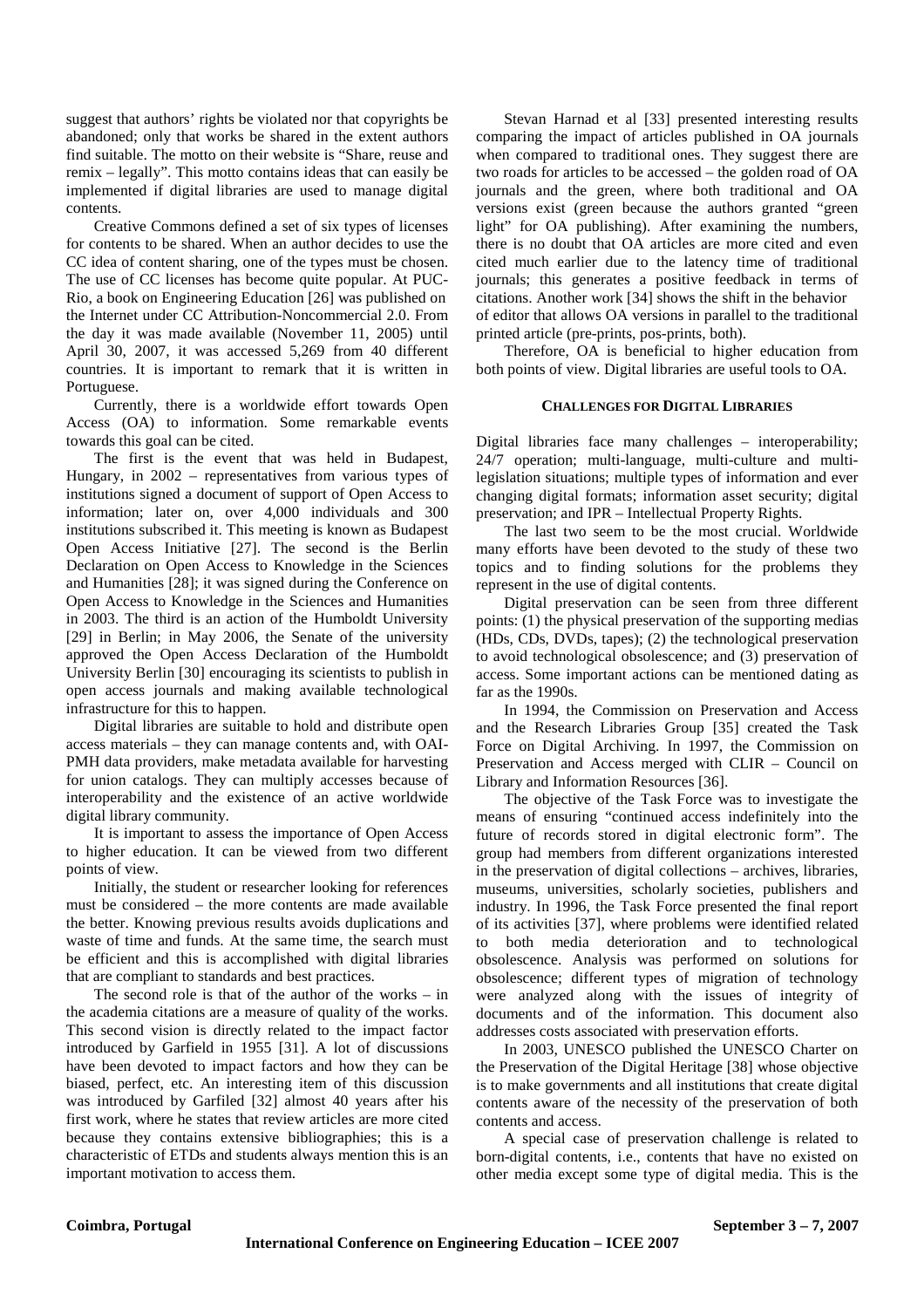suggest that authors' rights be violated nor that copyrights be abandoned; only that works be shared in the extent authors find suitable. The motto on their website is "Share, reuse and remix – legally". This motto contains ideas that can easily be implemented if digital libraries are used to manage digital contents.

Creative Commons defined a set of six types of licenses for contents to be shared. When an author decides to use the CC idea of content sharing, one of the types must be chosen. The use of CC licenses has become quite popular. At PUC-Rio, a book on Engineering Education [26] was published on the Internet under CC Attribution-Noncommercial 2.0. From the day it was made available (November 11, 2005) until April 30, 2007, it was accessed 5,269 from 40 different countries. It is important to remark that it is written in Portuguese.

Currently, there is a worldwide effort towards Open Access (OA) to information. Some remarkable events towards this goal can be cited.

The first is the event that was held in Budapest, Hungary, in 2002 – representatives from various types of institutions signed a document of support of Open Access to information; later on, over 4,000 individuals and 300 institutions subscribed it. This meeting is known as Budapest Open Access Initiative [27]. The second is the Berlin Declaration on Open Access to Knowledge in the Sciences and Humanities [28]; it was signed during the Conference on Open Access to Knowledge in the Sciences and Humanities in 2003. The third is an action of the Humboldt University [29] in Berlin; in May 2006, the Senate of the university approved the Open Access Declaration of the Humboldt University Berlin [30] encouraging its scientists to publish in open access journals and making available technological infrastructure for this to happen.

Digital libraries are suitable to hold and distribute open access materials – they can manage contents and, with OAI-PMH data providers, make metadata available for harvesting for union catalogs. They can multiply accesses because of interoperability and the existence of an active worldwide digital library community.

It is important to assess the importance of Open Access to higher education. It can be viewed from two different points of view.

Initially, the student or researcher looking for references must be considered – the more contents are made available the better. Knowing previous results avoids duplications and waste of time and funds. At the same time, the search must be efficient and this is accomplished with digital libraries that are compliant to standards and best practices.

The second role is that of the author of the works – in the academia citations are a measure of quality of the works. This second vision is directly related to the impact factor introduced by Garfield in 1955 [31]. A lot of discussions have been devoted to impact factors and how they can be biased, perfect, etc. An interesting item of this discussion was introduced by Garfiled [32] almost 40 years after his first work, where he states that review articles are more cited because they contains extensive bibliographies; this is a characteristic of ETDs and students always mention this is an important motivation to access them.

Stevan Harnad et al [33] presented interesting results comparing the impact of articles published in OA journals when compared to traditional ones. They suggest there are two roads for articles to be accessed – the golden road of OA journals and the green, where both traditional and OA versions exist (green because the authors granted "green light" for OA publishing). After examining the numbers, there is no doubt that OA articles are more cited and even cited much earlier due to the latency time of traditional journals; this generates a positive feedback in terms of citations. Another work [34] shows the shift in the behavior of editor that allows OA versions in parallel to the traditional printed article (pre-prints, pos-prints, both).

Therefore, OA is beneficial to higher education from both points of view. Digital libraries are useful tools to OA.

### CHALLENGES FOR DIGITAL LIBRARIES

Digital libraries face many challenges – interoperability; 24/7 operation; multi-language, multi-culture and multi-legislation situations; multiple types of information and ever changing digital formats; information asset security; digital preservation; and IPR – Intellectual Property Rights.

The last two seem to be the most crucial. Worldwide many efforts have been devoted to the study of these two topics and to finding solutions for the problems they represent in the use of digital contents.

Digital preservation can be seen from three different points: (1) the physical preservation of the supporting medias (HDs, CDs, DVDs, tapes); (2) the technological preservation to avoid technological obsolescence; and (3) preservation of access. Some important actions can be mentioned dating as far as the 1990s.

In 1994, the Commission on Preservation and Access and the Research Libraries Group [35] created the Task Force on Digital Archiving. In 1997, the Commission on Preservation and Access merged with CLIR – Council on Library and Information Resources [36].

The objective of the Task Force was to investigate the means of ensuring "continued access indefinitely into the future of records stored in digital electronic form". The group had members from different organizations interested in the preservation of digital collections – archives, libraries, museums, universities, scholarly societies, publishers and industry. In 1996, the Task Force presented the final report of its activities [37], where problems were identified related to both media deterioration and to technological obsolescence. Analysis was performed on solutions for obsolescence; different types of migration of technology were analyzed along with the issues of integrity of documents and of the information. This document also addresses costs associated with preservation efforts.

In 2003, UNESCO published the UNESCO Charter on the Preservation of the Digital Heritage [38] whose objective is to make governments and all institutions that create digital contents aware of the necessity of the preservation of both contents and access.

A special case of preservation challenge is related to born-digital contents, i.e., contents that have no existed on other media except some type of digital media. This is the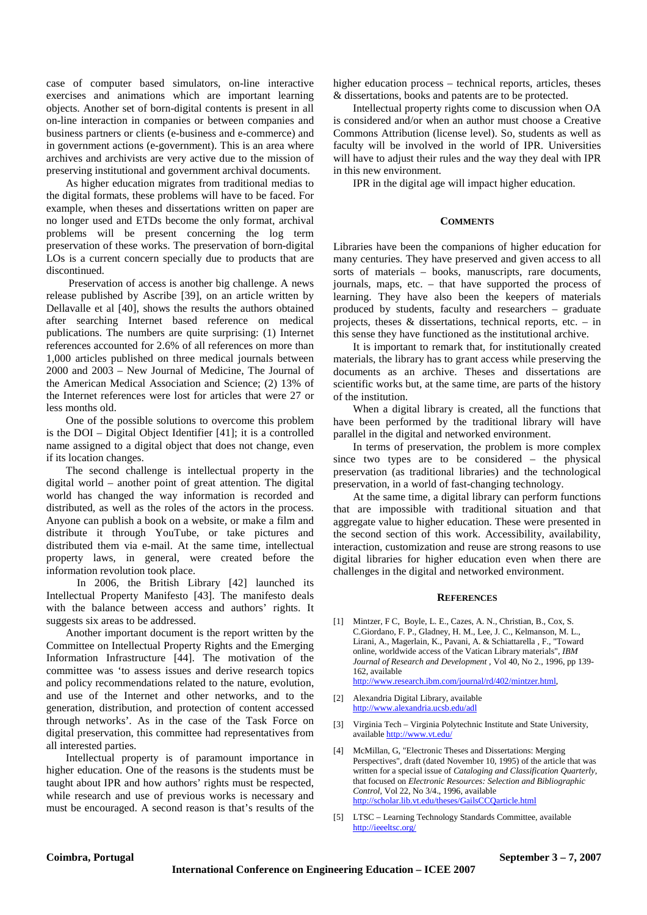case of computer based simulators, on-line interactive exercises and animations which are important learning objects. Another set of born-digital contents is present in all on-line interaction in companies or between companies and business partners or clients (e-business and e-commerce) and in government actions (e-government). This is an area where archives and archivists are very active due to the mission of preserving institutional and government archival documents.

As higher education migrates from traditional medias to the digital formats, these problems will have to be faced. For example, when theses and dissertations written on paper are no longer used and ETDs become the only format, archival problems will be present concerning the log term preservation of these works. The preservation of born-digital LOs is a current concern specially due to products that are discontinued.

Preservation of access is another big challenge. A news release published by Ascribe [39], on an article written by Dellavalle et al [40], shows the results the authors obtained after searching Internet based reference on medical publications. The numbers are quite surprising: (1) Internet references accounted for 2.6% of all references on more than 1,000 articles published on three medical journals between 2000 and 2003 – New Journal of Medicine, The Journal of the American Medical Association and Science; (2) 13% of the Internet references were lost for articles that were 27 or less months old.

One of the possible solutions to overcome this problem is the DOI – Digital Object Identifier [41]; it is a controlled name assigned to a digital object that does not change, even if its location changes.

The second challenge is intellectual property in the digital world – another point of great attention. The digital world has changed the way information is recorded and distributed, as well as the roles of the actors in the process. Anyone can publish a book on a website, or make a film and distribute it through YouTube, or take pictures and distributed them via e-mail. At the same time, intellectual property laws, in general, were created before the information revolution took place.

In 2006, the British Library [42] launched its Intellectual Property Manifesto [43]. The manifesto deals with the balance between access and authors' rights. It suggests six areas to be addressed.

Another important document is the report written by the Committee on Intellectual Property Rights and the Emerging Information Infrastructure [44]. The motivation of the committee was 'to assess issues and derive research topics and policy recommendations related to the nature, evolution, and use of the Internet and other networks, and to the generation, distribution, and protection of content accessed through networks'. As in the case of the Task Force on digital preservation, this committee had representatives from all interested parties.

Intellectual property is of paramount importance in higher education. One of the reasons is the students must be taught about IPR and how authors' rights must be respected, while research and use of previous works is necessary and must be encouraged. A second reason is that's results of the higher education process – technical reports, articles, theses & dissertations, books and patents are to be protected.

Intellectual property rights come to discussion when OA is considered and/or when an author must choose a Creative Commons Attribution (license level). So, students as well as faculty will be involved in the world of IPR. Universities will have to adjust their rules and the way they deal with IPR in this new environment.

IPR in the digital age will impact higher education.

## COMMENTS

Libraries have been the companions of higher education for many centuries. They have preserved and given access to all sorts of materials – books, manuscripts, rare documents, journals, maps, etc. – that have supported the process of learning. They have also been the keepers of materials produced by students, faculty and researchers – graduate projects, theses & dissertations, technical reports, etc. – in this sense they have functioned as the institutional archive.

It is important to remark that, for institutionally created materials, the library has to grant access while preserving the documents as an archive. Theses and dissertations are scientific works but, at the same time, are parts of the history of the institution.

When a digital library is created, all the functions that have been performed by the traditional library will have parallel in the digital and networked environment.

In terms of preservation, the problem is more complex since two types are to be considered – the physical preservation (as traditional libraries) and the technological preservation, in a world of fast-changing technology.

At the same time, a digital library can perform functions that are impossible with traditional situation and that aggregate value to higher education. These were presented in the second section of this work. Accessibility, availability, interaction, customization and reuse are strong reasons to use digital libraries for higher education even when there are challenges in the digital and networked environment.

## REFERENCES

[1] Mintzer, F C, Boyle, L. E., Cazes, A. N., Christian, B., Cox, S. C.Giordano, F. P., Gladney, H. M., Lee, J. C., Kelmanson, M. L., Lirani, A., Magerlain, K., Pavani, A. & Schiattarella , F., "Toward online, worldwide access of the Vatican Library materials", *IBM Journal of Research and Development* , Vol 40, No 2., 1996, pp 139-162, available http://www.research.ibm.com/journal/rd/402/mintzer.html,

[2] Alexandria Digital Library, available http://www.alexandria.ucsb.edu/adl

[3] Virginia Tech – Virginia Polytechnic Institute and State University, available http://www.vt.edu/

[4] McMillan, G, "Electronic Theses and Dissertations: Merging Perspectives", draft (dated November 10, 1995) of the article that was written for a special issue of *Cataloging and Classification Quarterly*, that focused on *Electronic Resources: Selection and Bibliographic Control*, Vol 22, No 3/4., 1996, available http://scholar.lib.vt.edu/theses/GailsCCQarticle.html

[5] LTSC – Learning Technology Standards Committee, available http://ieeeltsc.org/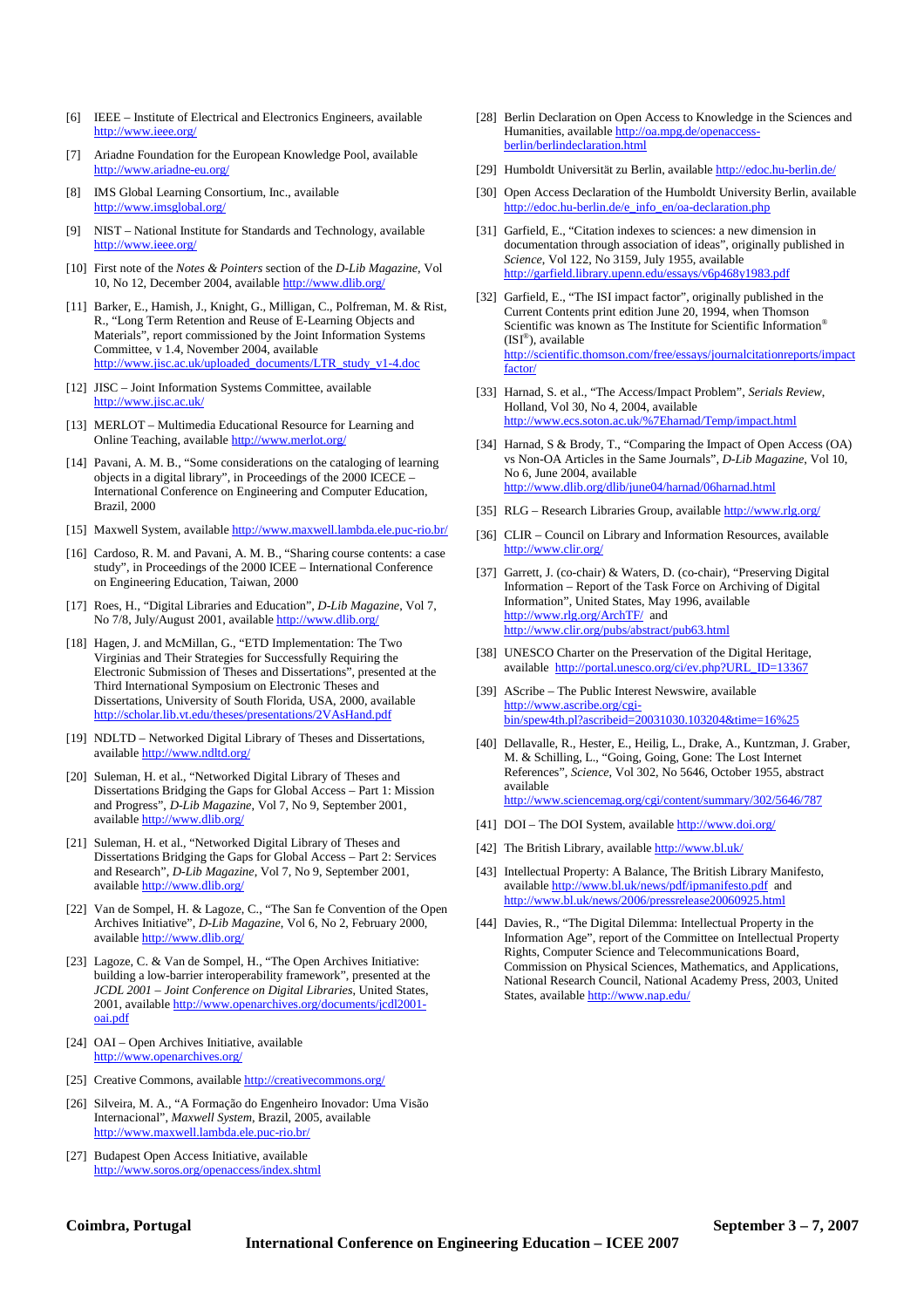[6] IEEE – Institute of Electrical and Electronics Engineers, available http://www.ieee.org/

[7] Ariadne Foundation for the European Knowledge Pool, available http://www.ariadne-eu.org/

[8] IMS Global Learning Consortium, Inc., available http://www.imsglobal.org/

[9] NIST – National Institute for Standards and Technology, available http://www.ieee.org/

[10] First note of the *Notes & Pointers* section of the *D-Lib Magazine*, Vol 10, No 12, December 2004, available http://www.dlib.org/

[11] Barker, E., Hamish, J., Knight, G., Milligan, C., Polfreman, M. & Rist, R., "Long Term Retention and Reuse of E-Learning Objects and Materials", report commissioned by the Joint Information Systems Committee, v 1.4, November 2004, available http://www.jisc.ac.uk/uploaded_documents/LTR_study_v1-4.doc

[12] JISC – Joint Information Systems Committee, available http://www.jisc.ac.uk/

[13] MERLOT – Multimedia Educational Resource for Learning and Online Teaching, available http://www.merlot.org/

[14] Pavani, A. M. B., "Some considerations on the cataloging of learning objects in a digital library", in Proceedings of the 2000 ICECE – International Conference on Engineering and Computer Education, Brazil, 2000

[15] Maxwell System, available http://www.maxwell.lambda.ele.puc-rio.br/

[16] Cardoso, R. M. and Pavani, A. M. B., "Sharing course contents: a case study", in Proceedings of the 2000 ICEE – International Conference on Engineering Education, Taiwan, 2000

[17] Roes, H., "Digital Libraries and Education", *D-Lib Magazine*, Vol 7, No 7/8, July/August 2001, available http://www.dlib.org/

[18] Hagen, J. and McMillan, G., "ETD Implementation: The Two Virginias and Their Strategies for Successfully Requiring the Electronic Submission of Theses and Dissertations", presented at the Third International Symposium on Electronic Theses and Dissertations, University of South Florida, USA, 2000, available http://scholar.lib.vt.edu/theses/presentations/2VAsHand.pdf

[19] NDLTD – Networked Digital Library of Theses and Dissertations, available http://www.ndltd.org/

[20] Suleman, H. et al., "Networked Digital Library of Theses and Dissertations Bridging the Gaps for Global Access – Part 1: Mission and Progress", *D-Lib Magazine*, Vol 7, No 9, September 2001, available http://www.dlib.org/

[21] Suleman, H. et al., "Networked Digital Library of Theses and Dissertations Bridging the Gaps for Global Access – Part 2: Services and Research", *D-Lib Magazine*, Vol 7, No 9, September 2001, available http://www.dlib.org/

[22] Van de Sompel, H. & Lagoze, C., "The San fe Convention of the Open Archives Initiative", *D-Lib Magazine*, Vol 6, No 2, February 2000, available http://www.dlib.org/

[23] Lagoze, C. & Van de Sompel, H., "The Open Archives Initiative: building a low-barrier interoperability framework", presented at the *JCDL 2001 – Joint Conference on Digital Libraries*, United States, 2001, available http://www.openarchives.org/documents/jcdl2001-oai.pdf

[24] OAI – Open Archives Initiative, available http://www.openarchives.org/

[25] Creative Commons, available http://creativecommons.org/

[26] Silveira, M. A., "A Formação do Engenheiro Inovador: Uma Visão Internacional", *Maxwell System*, Brazil, 2005, available http://www.maxwell.lambda.ele.puc-rio.br/

[27] Budapest Open Access Initiative, available http://www.soros.org/openaccess/index.shtml

[28] Berlin Declaration on Open Access to Knowledge in the Sciences and Humanities, available http://oa.mpg.de/openaccess-berlin/berlindeclaration.html

[29] Humboldt Universität zu Berlin, available http://edoc.hu-berlin.de/

[30] Open Access Declaration of the Humboldt University Berlin, available http://edoc.hu-berlin.de/e_info_en/oa-declaration.php

[31] Garfield, E., "Citation indexes to sciences: a new dimension in documentation through association of ideas", originally published in *Science*, Vol 122, No 3159, July 1955, available http://garfield.library.upenn.edu/essays/v6p468y1983.pdf

[32] Garfield, E., "The ISI impact factor", originally published in the Current Contents print edition June 20, 1994, when Thomson Scientific was known as The Institute for Scientific Information® (ISI®), available http://scientific.thomson.com/free/essays/journalcitationreports/impactfactor/

[33] Harnad, S. et al., "The Access/Impact Problem", *Serials Review*, Holland, Vol 30, No 4, 2004, available http://www.ecs.soton.ac.uk/%7Eharnad/Temp/impact.html

[34] Harnad, S & Brody, T., "Comparing the Impact of Open Access (OA) vs Non-OA Articles in the Same Journals", *D-Lib Magazine*, Vol 10, No 6, June 2004, available http://www.dlib.org/dlib/june04/harnad/06harnad.html

[35] RLG – Research Libraries Group, available http://www.rlg.org/

[36] CLIR – Council on Library and Information Resources, available http://www.clir.org/

[37] Garrett, J. (co-chair) & Waters, D. (co-chair), "Preserving Digital Information – Report of the Task Force on Archiving of Digital Information", United States, May 1996, available http://www.rlg.org/ArchTF/ and http://www.clir.org/pubs/abstract/pub63.html

[38] UNESCO Charter on the Preservation of the Digital Heritage, available http://portal.unesco.org/ci/ev.php?URL_ID=13367

[39] AScribe – The Public Interest Newswire, available http://www.ascribe.org/cgi-bin/spew4th.pl?ascribeid=20031030.103204&time=16%25

[40] Dellavalle, R., Hester, E., Heilig, L., Drake, A., Kuntzman, J. Graber, M. & Schilling, L., "Going, Going, Gone: The Lost Internet References", *Science*, Vol 302, No 5646, October 1955, abstract available http://www.sciencemag.org/cgi/content/summary/302/5646/787

[41] DOI – The DOI System, available http://www.doi.org/

[42] The British Library, available http://www.bl.uk/

[43] Intellectual Property: A Balance, The British Library Manifesto, available http://www.bl.uk/news/pdf/ipmanifesto.pdf and http://www.bl.uk/news/2006/pressrelease20060925.html

[44] Davies, R., "The Digital Dilemma: Intellectual Property in the Information Age", report of the Committee on Intellectual Property Rights, Computer Science and Telecommunications Board, Commission on Physical Sciences, Mathematics, and Applications, National Research Council, National Academy Press, 2003, United States, available http://www.nap.edu/